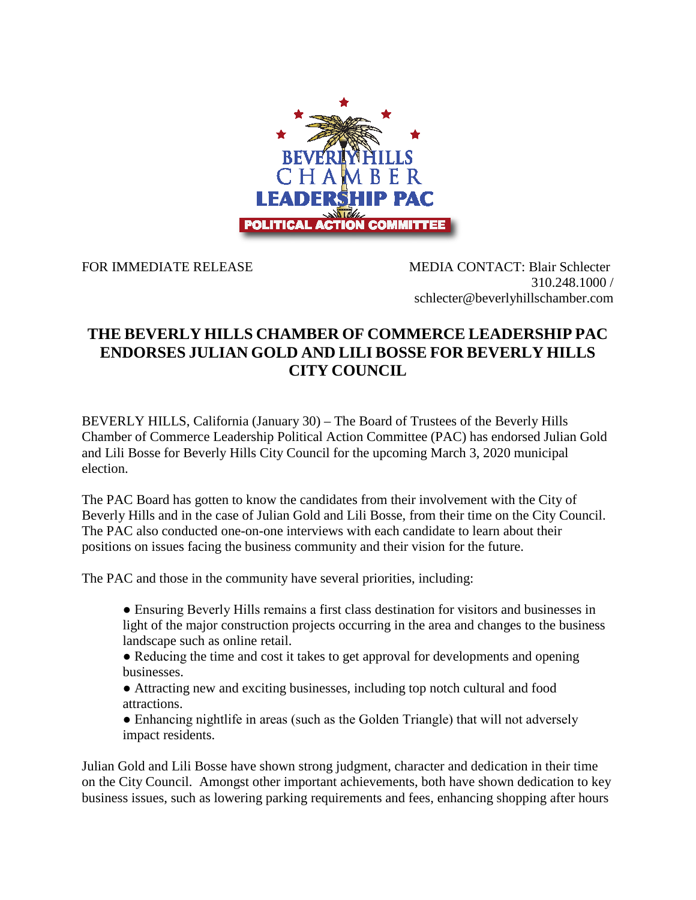BEVERLY HILLS CHAMBER LEADERSHIP PAC

POLITICAL ACTION COMMITTEE

FOR IMMEDIATE RELEASE

MEDIA CONTACT: Blair Schlecter
310.248.1000 /
schlecter@beverlyhillschamber.com

# THE BEVERLY HILLS CHAMBER OF COMMERCE LEADERSHIP PAC ENDORSES JULIAN GOLD AND LILI BOSSE FOR BEVERLY HILLS CITY COUNCIL

BEVERLY HILLS, California (January 30) – The Board of Trustees of the Beverly Hills Chamber of Commerce Leadership Political Action Committee (PAC) has endorsed Julian Gold and Lili Bosse for Beverly Hills City Council for the upcoming March 3, 2020 municipal election.

The PAC Board has gotten to know the candidates from their involvement with the City of Beverly Hills and in the case of Julian Gold and Lili Bosse, from their time on the City Council. The PAC also conducted one-on-one interviews with each candidate to learn about their positions on issues facing the business community and their vision for the future.

The PAC and those in the community have several priorities, including:

- Ensuring Beverly Hills remains a first class destination for visitors and businesses in light of the major construction projects occurring in the area and changes to the business landscape such as online retail.
- Reducing the time and cost it takes to get approval for developments and opening businesses.
- Attracting new and exciting businesses, including top notch cultural and food attractions.
- Enhancing nightlife in areas (such as the Golden Triangle) that will not adversely impact residents.

Julian Gold and Lili Bosse have shown strong judgment, character and dedication in their time on the City Council. Amongst other important achievements, both have shown dedication to key business issues, such as lowering parking requirements and fees, enhancing shopping after hours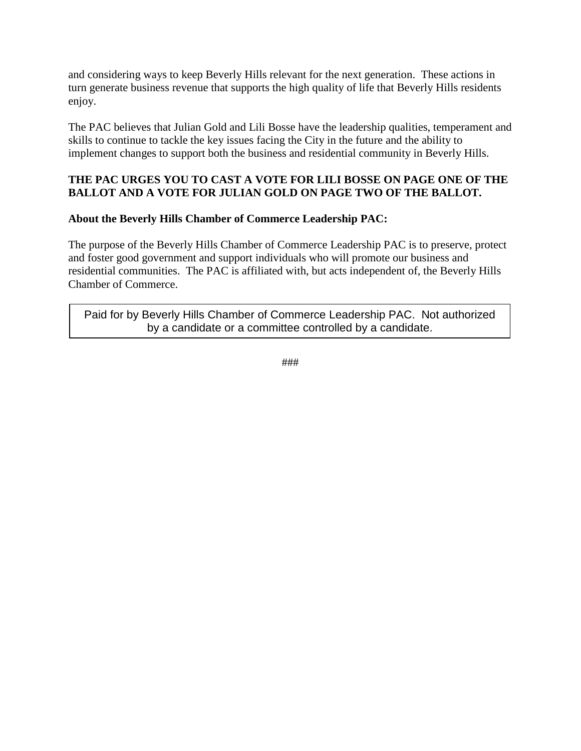and considering ways to keep Beverly Hills relevant for the next generation. These actions in turn generate business revenue that supports the high quality of life that Beverly Hills residents enjoy.

The PAC believes that Julian Gold and Lili Bosse have the leadership qualities, temperament and skills to continue to tackle the key issues facing the City in the future and the ability to implement changes to support both the business and residential community in Beverly Hills.

**THE PAC URGES YOU TO CAST A VOTE FOR LILI BOSSE ON PAGE ONE OF THE BALLOT AND A VOTE FOR JULIAN GOLD ON PAGE TWO OF THE BALLOT.**

**About the Beverly Hills Chamber of Commerce Leadership PAC:**

The purpose of the Beverly Hills Chamber of Commerce Leadership PAC is to preserve, protect and foster good government and support individuals who will promote our business and residential communities. The PAC is affiliated with, but acts independent of, the Beverly Hills Chamber of Commerce.

Paid for by Beverly Hills Chamber of Commerce Leadership PAC. Not authorized by a candidate or a committee controlled by a candidate.

###